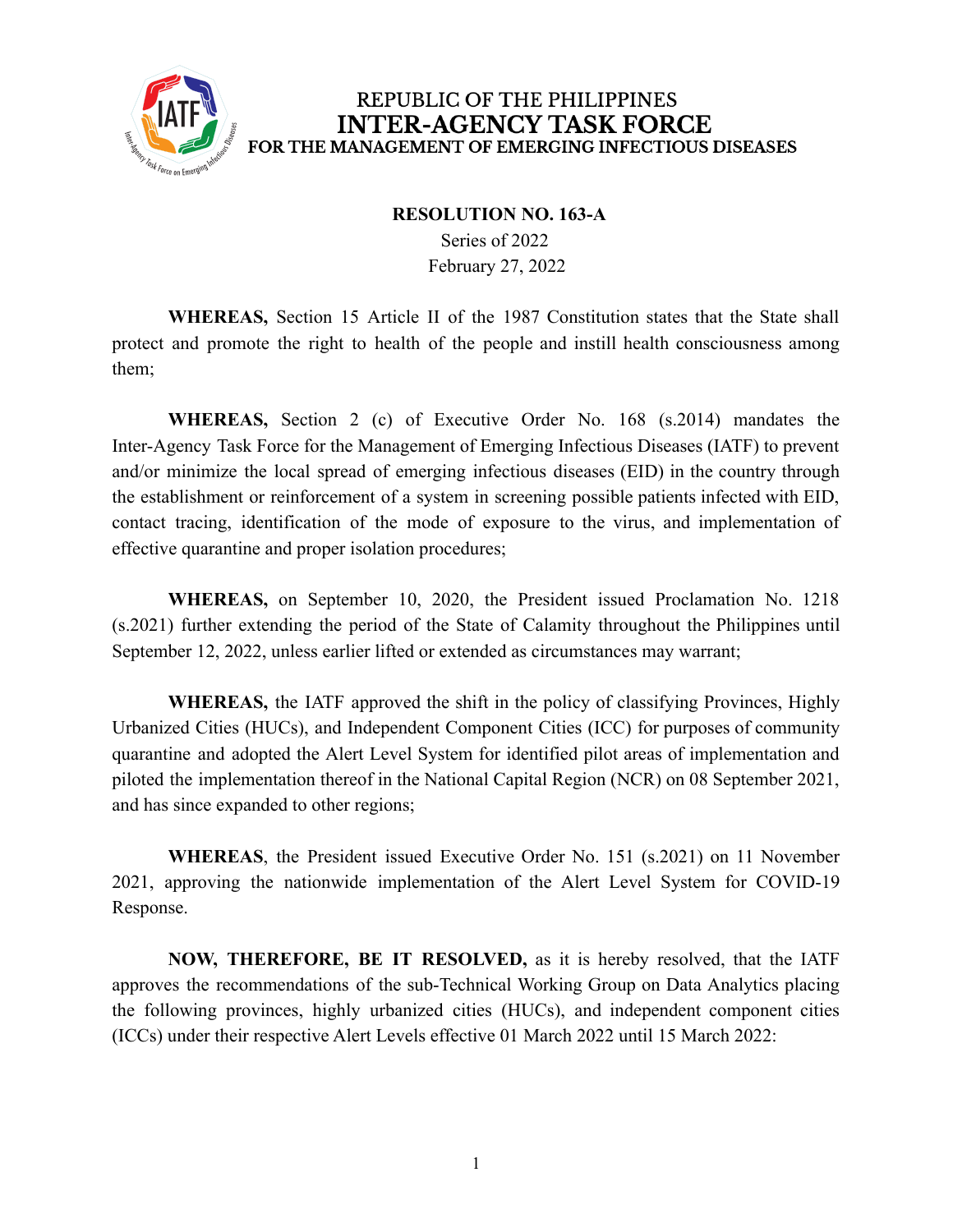REPUBLIC OF THE PHILIPPINES
**INTER-AGENCY TASK FORCE**
**FOR THE MANAGEMENT OF EMERGING INFECTIOUS DISEASES**

**RESOLUTION NO. 163-A**
Series of 2022
February 27, 2022

**WHEREAS,** Section 15 Article II of the 1987 Constitution states that the State shall protect and promote the right to health of the people and instill health consciousness among them;

**WHEREAS,** Section 2 (c) of Executive Order No. 168 (s.2014) mandates the Inter-Agency Task Force for the Management of Emerging Infectious Diseases (IATF) to prevent and/or minimize the local spread of emerging infectious diseases (EID) in the country through the establishment or reinforcement of a system in screening possible patients infected with EID, contact tracing, identification of the mode of exposure to the virus, and implementation of effective quarantine and proper isolation procedures;

**WHEREAS,** on September 10, 2020, the President issued Proclamation No. 1218 (s.2021) further extending the period of the State of Calamity throughout the Philippines until September 12, 2022, unless earlier lifted or extended as circumstances may warrant;

**WHEREAS,** the IATF approved the shift in the policy of classifying Provinces, Highly Urbanized Cities (HUCs), and Independent Component Cities (ICC) for purposes of community quarantine and adopted the Alert Level System for identified pilot areas of implementation and piloted the implementation thereof in the National Capital Region (NCR) on 08 September 2021, and has since expanded to other regions;

**WHEREAS**, the President issued Executive Order No. 151 (s.2021) on 11 November 2021, approving the nationwide implementation of the Alert Level System for COVID-19 Response.

**NOW, THEREFORE, BE IT RESOLVED,** as it is hereby resolved, that the IATF approves the recommendations of the sub-Technical Working Group on Data Analytics placing the following provinces, highly urbanized cities (HUCs), and independent component cities (ICCs) under their respective Alert Levels effective 01 March 2022 until 15 March 2022: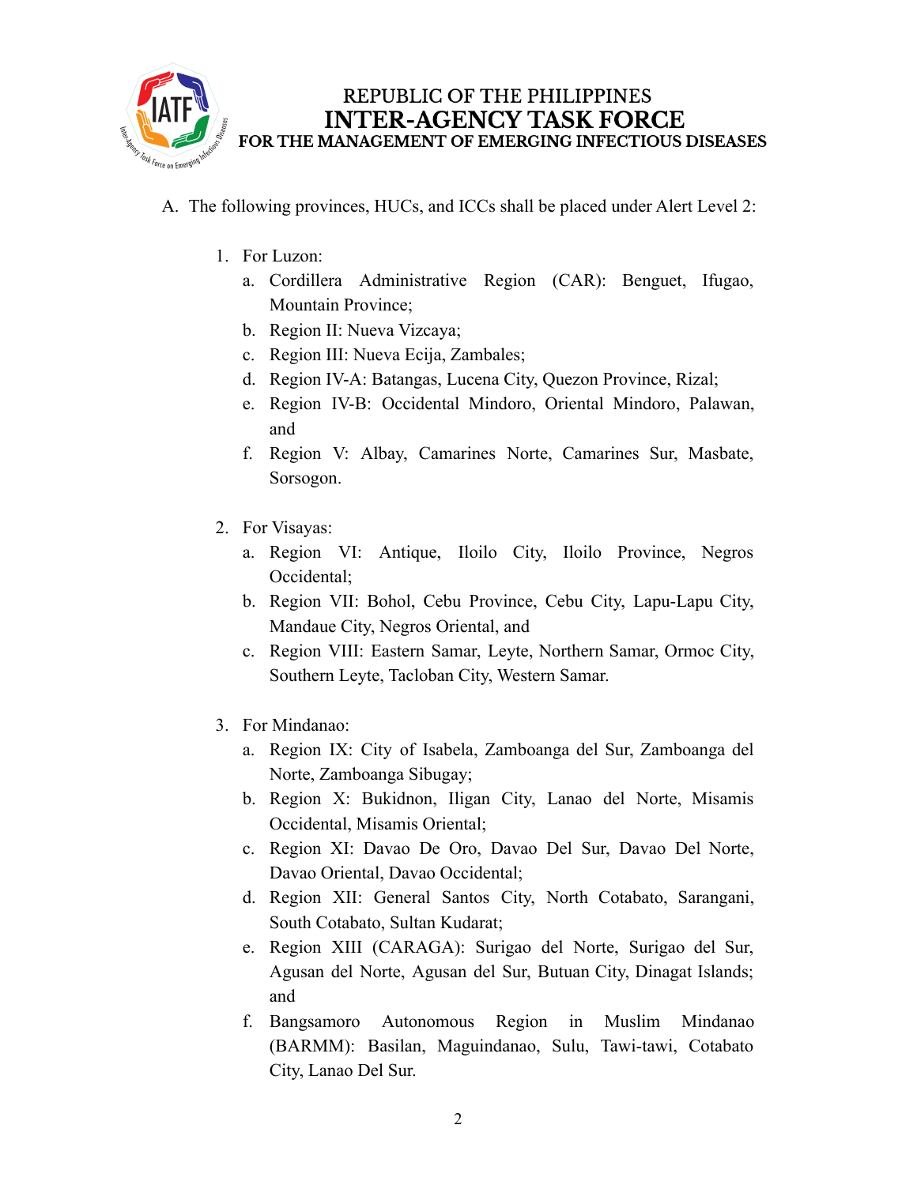A. The following provinces, HUCs, and ICCs shall be placed under Alert Level 2:

1. For Luzon:
   a. Cordillera Administrative Region (CAR): Benguet, Ifugao, Mountain Province;
   b. Region II: Nueva Vizcaya;
   c. Region III: Nueva Ecija, Zambales;
   d. Region IV-A: Batangas, Lucena City, Quezon Province, Rizal;
   e. Region IV-B: Occidental Mindoro, Oriental Mindoro, Palawan, and
   f. Region V: Albay, Camarines Norte, Camarines Sur, Masbate, Sorsogon.

2. For Visayas:
   a. Region VI: Antique, Iloilo City, Iloilo Province, Negros Occidental;
   b. Region VII: Bohol, Cebu Province, Cebu City, Lapu-Lapu City, Mandaue City, Negros Oriental, and
   c. Region VIII: Eastern Samar, Leyte, Northern Samar, Ormoc City, Southern Leyte, Tacloban City, Western Samar.

3. For Mindanao:
   a. Region IX: City of Isabela, Zamboanga del Sur, Zamboanga del Norte, Zamboanga Sibugay;
   b. Region X: Bukidnon, Iligan City, Lanao del Norte, Misamis Occidental, Misamis Oriental;
   c. Region XI: Davao De Oro, Davao Del Sur, Davao Del Norte, Davao Oriental, Davao Occidental;
   d. Region XII: General Santos City, North Cotabato, Sarangani, South Cotabato, Sultan Kudarat;
   e. Region XIII (CARAGA): Surigao del Norte, Surigao del Sur, Agusan del Norte, Agusan del Sur, Butuan City, Dinagat Islands; and
   f. Bangsamoro Autonomous Region in Muslim Mindanao (BARMM): Basilan, Maguindanao, Sulu, Tawi-tawi, Cotabato City, Lanao Del Sur.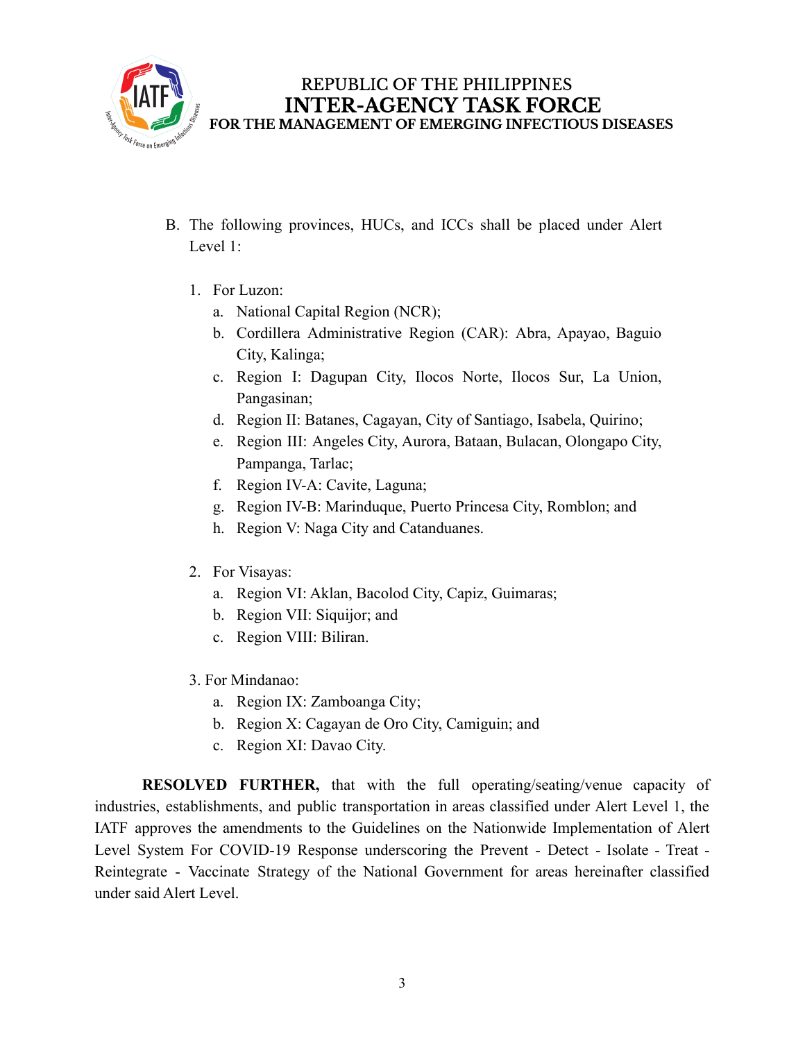B. The following provinces, HUCs, and ICCs shall be placed under Alert Level 1:

1. For Luzon:
   a. National Capital Region (NCR);
   b. Cordillera Administrative Region (CAR): Abra, Apayao, Baguio City, Kalinga;
   c. Region I: Dagupan City, Ilocos Norte, Ilocos Sur, La Union, Pangasinan;
   d. Region II: Batanes, Cagayan, City of Santiago, Isabela, Quirino;
   e. Region III: Angeles City, Aurora, Bataan, Bulacan, Olongapo City, Pampanga, Tarlac;
   f. Region IV-A: Cavite, Laguna;
   g. Region IV-B: Marinduque, Puerto Princesa City, Romblon; and
   h. Region V: Naga City and Catanduanes.

2. For Visayas:
   a. Region VI: Aklan, Bacolod City, Capiz, Guimaras;
   b. Region VII: Siquijor; and
   c. Region VIII: Biliran.

3. For Mindanao:
   a. Region IX: Zamboanga City;
   b. Region X: Cagayan de Oro City, Camiguin; and
   c. Region XI: Davao City.

**RESOLVED FURTHER,** that with the full operating/seating/venue capacity of industries, establishments, and public transportation in areas classified under Alert Level 1, the IATF approves the amendments to the Guidelines on the Nationwide Implementation of Alert Level System For COVID-19 Response underscoring the Prevent - Detect - Isolate - Treat - Reintegrate - Vaccinate Strategy of the National Government for areas hereinafter classified under said Alert Level.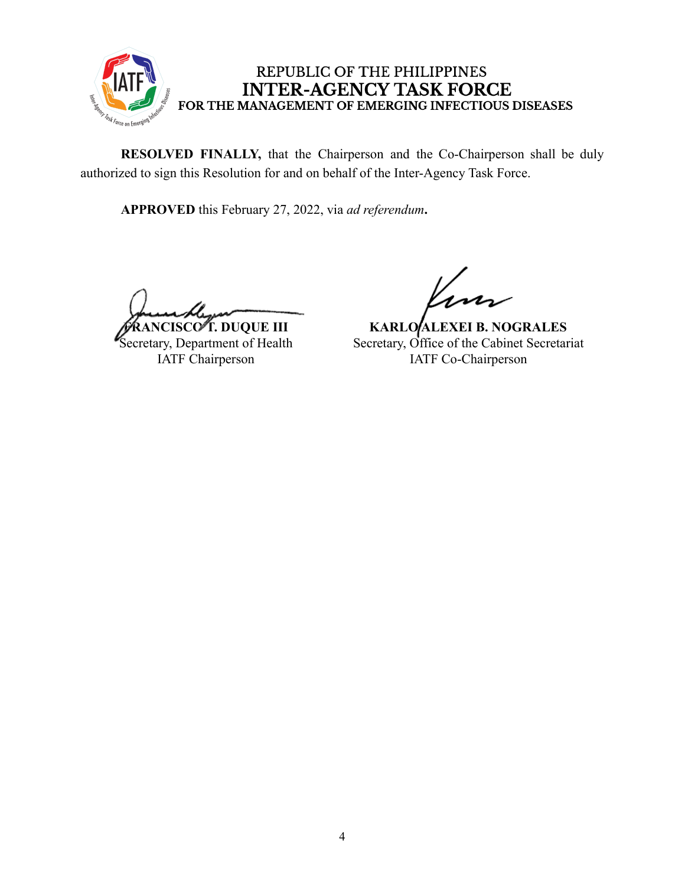REPUBLIC OF THE PHILIPPINES
**INTER-AGENCY TASK FORCE**
**FOR THE MANAGEMENT OF EMERGING INFECTIOUS DISEASES**

**RESOLVED FINALLY,** that the Chairperson and the Co-Chairperson shall be duly authorized to sign this Resolution for and on behalf of the Inter-Agency Task Force.

**APPROVED** this February 27, 2022, via *ad referendum***.**

**FRANCISCO T. DUQUE III**
Secretary, Department of Health
IATF Chairperson

**KARLO ALEXEI B. NOGRALES**
Secretary, Office of the Cabinet Secretariat
IATF Co-Chairperson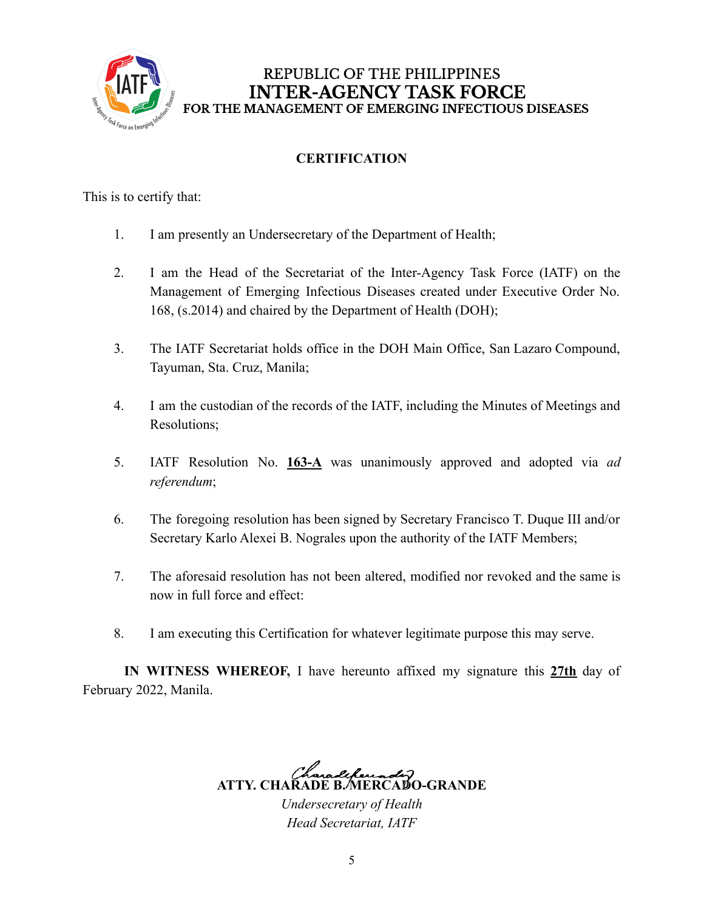REPUBLIC OF THE PHILIPPINES
**INTER-AGENCY TASK FORCE**
**FOR THE MANAGEMENT OF EMERGING INFECTIOUS DISEASES**

## CERTIFICATION

This is to certify that:

1. I am presently an Undersecretary of the Department of Health;

2. I am the Head of the Secretariat of the Inter-Agency Task Force (IATF) on the Management of Emerging Infectious Diseases created under Executive Order No. 168, (s.2014) and chaired by the Department of Health (DOH);

3. The IATF Secretariat holds office in the DOH Main Office, San Lazaro Compound, Tayuman, Sta. Cruz, Manila;

4. I am the custodian of the records of the IATF, including the Minutes of Meetings and Resolutions;

5. IATF Resolution No. **163-A** was unanimously approved and adopted via *ad referendum*;

6. The foregoing resolution has been signed by Secretary Francisco T. Duque III and/or Secretary Karlo Alexei B. Nograles upon the authority of the IATF Members;

7. The aforesaid resolution has not been altered, modified nor revoked and the same is now in full force and effect:

8. I am executing this Certification for whatever legitimate purpose this may serve.

**IN WITNESS WHEREOF,** I have hereunto affixed my signature this **27th** day of February 2022, Manila.

**ATTY. CHARADE B. MERCADO-GRANDE**
*Undersecretary of Health*
*Head Secretariat, IATF*